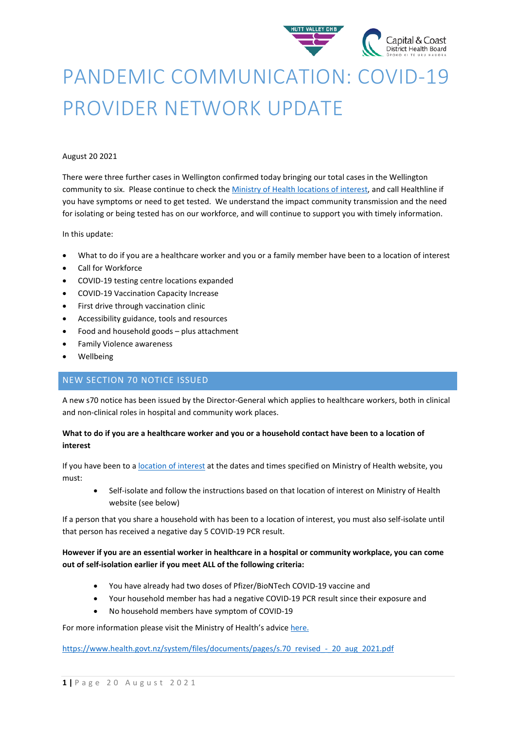# PANDEMIC COMMUNICATION: COVID-19 PROVIDER NETWORK UPDATE

August 20 2021

There were three further cases in Wellington confirmed today bringing our total cases in the Wellington community to six. Please continue to check the [Ministry of Health locations of interest](), and call Healthline if you have symptoms or need to get tested. We understand the impact community transmission and the need for isolating or being tested has on our workforce, and will continue to support you with timely information.

In this update:

- What to do if you are a healthcare worker and you or a family member have been to a location of interest
- Call for Workforce
- COVID-19 testing centre locations expanded
- COVID-19 Vaccination Capacity Increase
- First drive through vaccination clinic
- Accessibility guidance, tools and resources
- Food and household goods – plus attachment
- Family Violence awareness
- Wellbeing

## NEW SECTION 70 NOTICE ISSUED

A new s70 notice has been issued by the Director-General which applies to healthcare workers, both in clinical and non-clinical roles in hospital and community work places.

**What to do if you are a healthcare worker and you or a household contact have been to a location of interest**

If you have been to a [location of interest]() at the dates and times specified on Ministry of Health website, you must:

- Self-isolate and follow the instructions based on that location of interest on Ministry of Health website (see below)

If a person that you share a household with has been to a location of interest, you must also self-isolate until that person has received a negative day 5 COVID-19 PCR result.

**However if you are an essential worker in healthcare in a hospital or community workplace, you can come out of self-isolation earlier if you meet ALL of the following criteria:**

- You have already had two doses of Pfizer/BioNTech COVID-19 vaccine and
- Your household member has had a negative COVID-19 PCR result since their exposure and
- No household members have symptom of COVID-19

For more information please visit the Ministry of Health's advice [here.]()

https://www.health.govt.nz/system/files/documents/pages/s.70_revised_-_20_aug_2021.pdf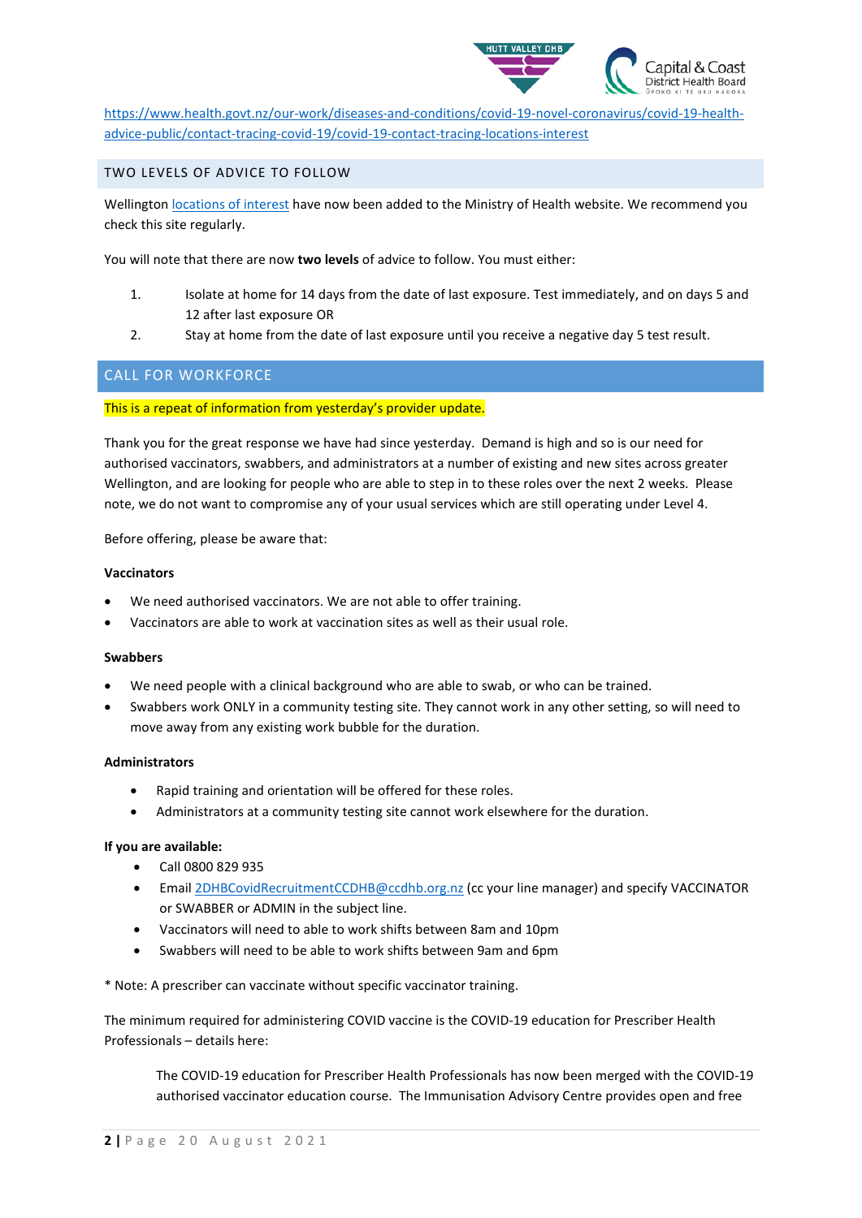https://www.health.govt.nz/our-work/diseases-and-conditions/covid-19-novel-coronavirus/covid-19-health-advice-public/contact-tracing-covid-19/covid-19-contact-tracing-locations-interest

## TWO LEVELS OF ADVICE TO FOLLOW

Wellington locations of interest have now been added to the Ministry of Health website. We recommend you check this site regularly.

You will note that there are now **two levels** of advice to follow. You must either:

1. Isolate at home for 14 days from the date of last exposure. Test immediately, and on days 5 and 12 after last exposure OR
2. Stay at home from the date of last exposure until you receive a negative day 5 test result.

## CALL FOR WORKFORCE

This is a repeat of information from yesterday's provider update.

Thank you for the great response we have had since yesterday. Demand is high and so is our need for authorised vaccinators, swabbers, and administrators at a number of existing and new sites across greater Wellington, and are looking for people who are able to step in to these roles over the next 2 weeks. Please note, we do not want to compromise any of your usual services which are still operating under Level 4.

Before offering, please be aware that:

**Vaccinators**

- We need authorised vaccinators. We are not able to offer training.
- Vaccinators are able to work at vaccination sites as well as their usual role.

**Swabbers**

- We need people with a clinical background who are able to swab, or who can be trained.
- Swabbers work ONLY in a community testing site. They cannot work in any other setting, so will need to move away from any existing work bubble for the duration.

**Administrators**

- Rapid training and orientation will be offered for these roles.
- Administrators at a community testing site cannot work elsewhere for the duration.

**If you are available:**

- Call 0800 829 935
- Email 2DHBCovidRecruitmentCCDHB@ccdhb.org.nz (cc your line manager) and specify VACCINATOR or SWABBER or ADMIN in the subject line.
- Vaccinators will need to able to work shifts between 8am and 10pm
- Swabbers will need to be able to work shifts between 9am and 6pm

* Note: A prescriber can vaccinate without specific vaccinator training.

The minimum required for administering COVID vaccine is the COVID-19 education for Prescriber Health Professionals – details here:

> The COVID-19 education for Prescriber Health Professionals has now been merged with the COVID-19 authorised vaccinator education course. The Immunisation Advisory Centre provides open and free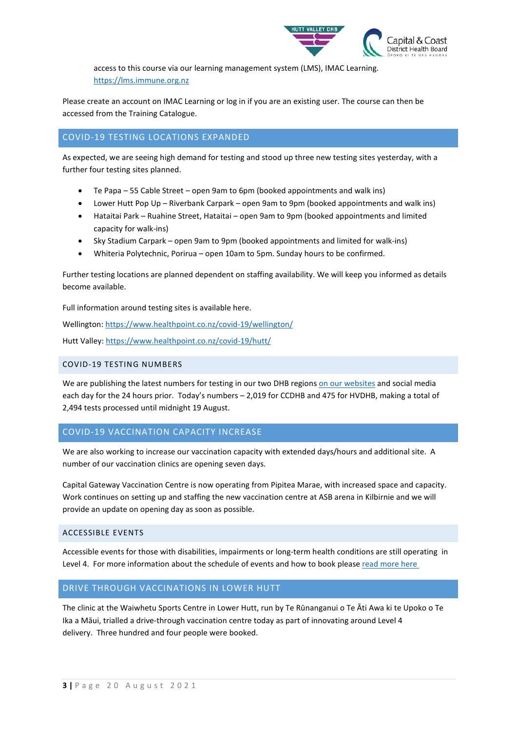access to this course via our learning management system (LMS), IMAC Learning. https://lms.immune.org.nz

Please create an account on IMAC Learning or log in if you are an existing user. The course can then be accessed from the Training Catalogue.

## COVID-19 TESTING LOCATIONS EXPANDED

As expected, we are seeing high demand for testing and stood up three new testing sites yesterday, with a further four testing sites planned.

- Te Papa – 55 Cable Street – open 9am to 6pm (booked appointments and walk ins)
- Lower Hutt Pop Up – Riverbank Carpark – open 9am to 9pm (booked appointments and walk ins)
- Hataitai Park – Ruahine Street, Hataitai – open 9am to 9pm (booked appointments and limited capacity for walk-ins)
- Sky Stadium Carpark – open 9am to 9pm (booked appointments and limited for walk-ins)
- Whiteria Polytechnic, Porirua – open 10am to 5pm. Sunday hours to be confirmed.

Further testing locations are planned dependent on staffing availability. We will keep you informed as details become available.

Full information around testing sites is available here.

Wellington: https://www.healthpoint.co.nz/covid-19/wellington/

Hutt Valley: https://www.healthpoint.co.nz/covid-19/hutt/

### COVID-19 TESTING NUMBERS

We are publishing the latest numbers for testing in our two DHB regions on our websites and social media each day for the 24 hours prior. Today's numbers – 2,019 for CCDHB and 475 for HVDHB, making a total of 2,494 tests processed until midnight 19 August.

## COVID-19 VACCINATION CAPACITY INCREASE

We are also working to increase our vaccination capacity with extended days/hours and additional site. A number of our vaccination clinics are opening seven days.

Capital Gateway Vaccination Centre is now operating from Pipitea Marae, with increased space and capacity. Work continues on setting up and staffing the new vaccination centre at ASB arena in Kilbirnie and we will provide an update on opening day as soon as possible.

### ACCESSIBLE EVENTS

Accessible events for those with disabilities, impairments or long-term health conditions are still operating in Level 4. For more information about the schedule of events and how to book please read more here

## DRIVE THROUGH VACCINATIONS IN LOWER HUTT

The clinic at the Waiwhetu Sports Centre in Lower Hutt, run by Te Rūnanganui o Te Āti Awa ki te Upoko o Te Ika a Māui, trialled a drive-through vaccination centre today as part of innovating around Level 4 delivery. Three hundred and four people were booked.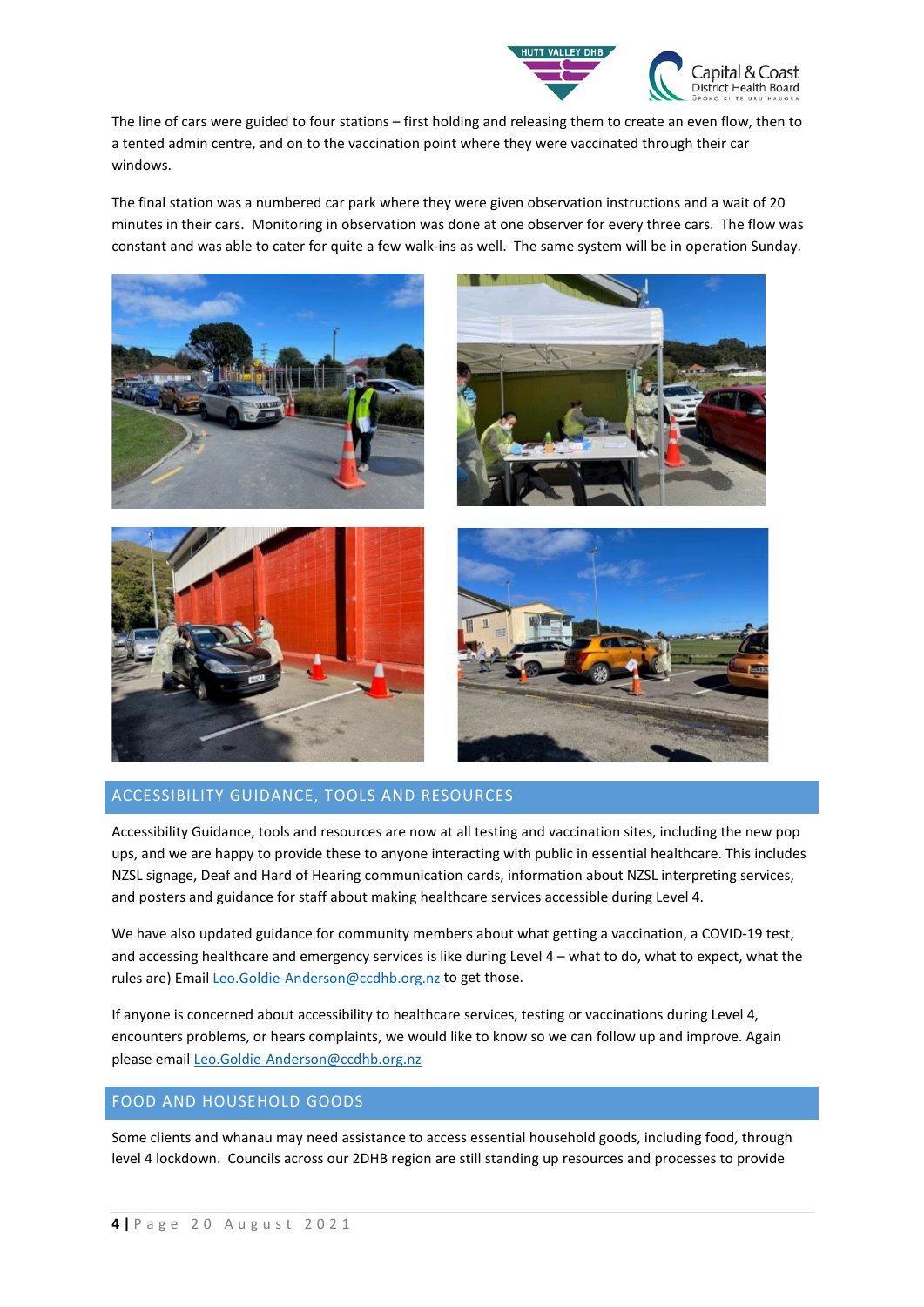The line of cars were guided to four stations – first holding and releasing them to create an even flow, then to a tented admin centre, and on to the vaccination point where they were vaccinated through their car windows.

The final station was a numbered car park where they were given observation instructions and a wait of 20 minutes in their cars. Monitoring in observation was done at one observer for every three cars. The flow was constant and was able to cater for quite a few walk-ins as well. The same system will be in operation Sunday.

## ACCESSIBILITY GUIDANCE, TOOLS AND RESOURCES

Accessibility Guidance, tools and resources are now at all testing and vaccination sites, including the new pop ups, and we are happy to provide these to anyone interacting with public in essential healthcare. This includes NZSL signage, Deaf and Hard of Hearing communication cards, information about NZSL interpreting services, and posters and guidance for staff about making healthcare services accessible during Level 4.

We have also updated guidance for community members about what getting a vaccination, a COVID-19 test, and accessing healthcare and emergency services is like during Level 4 – what to do, what to expect, what the rules are) Email Leo.Goldie-Anderson@ccdhb.org.nz to get those.

If anyone is concerned about accessibility to healthcare services, testing or vaccinations during Level 4, encounters problems, or hears complaints, we would like to know so we can follow up and improve. Again please email Leo.Goldie-Anderson@ccdhb.org.nz

## FOOD AND HOUSEHOLD GOODS

Some clients and whanau may need assistance to access essential household goods, including food, through level 4 lockdown. Councils across our 2DHB region are still standing up resources and processes to provide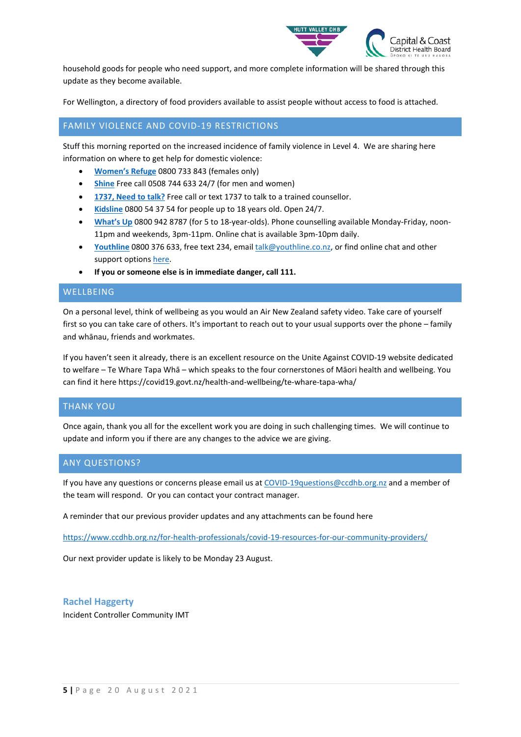household goods for people who need support, and more complete information will be shared through this update as they become available.

For Wellington, a directory of food providers available to assist people without access to food is attached.

## FAMILY VIOLENCE AND COVID-19 RESTRICTIONS

Stuff this morning reported on the increased incidence of family violence in Level 4. We are sharing here information on where to get help for domestic violence:

- **Women's Refuge** 0800 733 843 (females only)
- **Shine** Free call 0508 744 633 24/7 (for men and women)
- **1737, Need to talk?** Free call or text 1737 to talk to a trained counsellor.
- **Kidsline** 0800 54 37 54 for people up to 18 years old. Open 24/7.
- **What's Up** 0800 942 8787 (for 5 to 18-year-olds). Phone counselling available Monday-Friday, noon-11pm and weekends, 3pm-11pm. Online chat is available 3pm-10pm daily.
- **Youthline** 0800 376 633, free text 234, email talk@youthline.co.nz, or find online chat and other support options here.
- **If you or someone else is in immediate danger, call 111.**

## WELLBEING

On a personal level, think of wellbeing as you would an Air New Zealand safety video. Take care of yourself first so you can take care of others. It's important to reach out to your usual supports over the phone – family and whānau, friends and workmates.

If you haven't seen it already, there is an excellent resource on the Unite Against COVID-19 website dedicated to welfare – Te Whare Tapa Whā – which speaks to the four cornerstones of Māori health and wellbeing. You can find it here https://covid19.govt.nz/health-and-wellbeing/te-whare-tapa-wha/

## THANK YOU

Once again, thank you all for the excellent work you are doing in such challenging times. We will continue to update and inform you if there are any changes to the advice we are giving.

## ANY QUESTIONS?

If you have any questions or concerns please email us at COVID-19questions@ccdhb.org.nz and a member of the team will respond. Or you can contact your contract manager.

A reminder that our previous provider updates and any attachments can be found here

https://www.ccdhb.org.nz/for-health-professionals/covid-19-resources-for-our-community-providers/

Our next provider update is likely to be Monday 23 August.

**Rachel Haggerty**
Incident Controller Community IMT